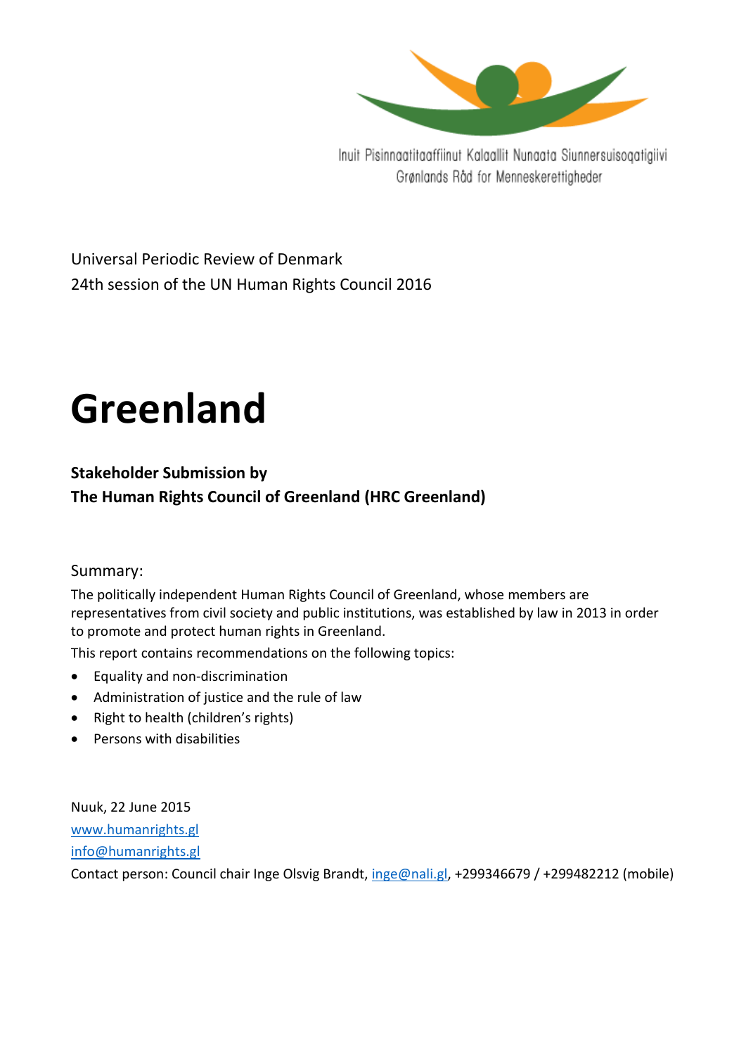Inuit Pisinnaatitaaffiinut Kalaallit Nunaata Siunnersuisoqatigiivi
Grønlands Råd for Menneskerettigheder

Universal Periodic Review of Denmark
24th session of the UN Human Rights Council 2016

# Greenland

**Stakeholder Submission by**
**The Human Rights Council of Greenland (HRC Greenland)**

Summary:

The politically independent Human Rights Council of Greenland, whose members are representatives from civil society and public institutions, was established by law in 2013 in order to promote and protect human rights in Greenland.

This report contains recommendations on the following topics:

- Equality and non-discrimination
- Administration of justice and the rule of law
- Right to health (children's rights)
- Persons with disabilities

Nuuk, 22 June 2015
www.humanrights.gl
info@humanrights.gl
Contact person: Council chair Inge Olsvig Brandt, inge@nali.gl, +299346679 / +299482212 (mobile)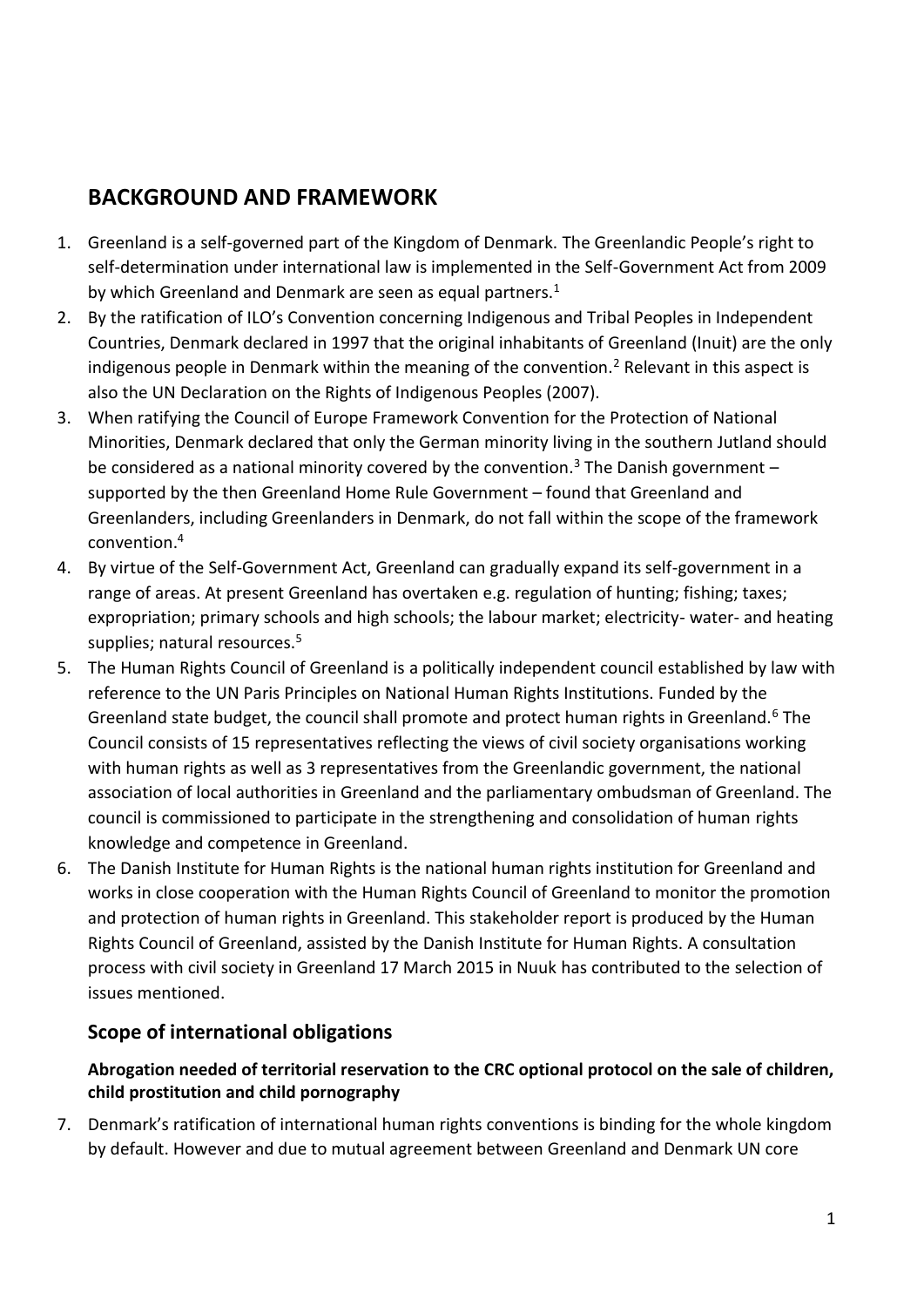## BACKGROUND AND FRAMEWORK

1. Greenland is a self-governed part of the Kingdom of Denmark. The Greenlandic People's right to self-determination under international law is implemented in the Self-Government Act from 2009 by which Greenland and Denmark are seen as equal partners.[1]
2. By the ratification of ILO's Convention concerning Indigenous and Tribal Peoples in Independent Countries, Denmark declared in 1997 that the original inhabitants of Greenland (Inuit) are the only indigenous people in Denmark within the meaning of the convention.[2] Relevant in this aspect is also the UN Declaration on the Rights of Indigenous Peoples (2007).
3. When ratifying the Council of Europe Framework Convention for the Protection of National Minorities, Denmark declared that only the German minority living in the southern Jutland should be considered as a national minority covered by the convention.[3] The Danish government – supported by the then Greenland Home Rule Government – found that Greenland and Greenlanders, including Greenlanders in Denmark, do not fall within the scope of the framework convention.[4]
4. By virtue of the Self-Government Act, Greenland can gradually expand its self-government in a range of areas. At present Greenland has overtaken e.g. regulation of hunting; fishing; taxes; expropriation; primary schools and high schools; the labour market; electricity- water- and heating supplies; natural resources.[5]
5. The Human Rights Council of Greenland is a politically independent council established by law with reference to the UN Paris Principles on National Human Rights Institutions. Funded by the Greenland state budget, the council shall promote and protect human rights in Greenland.[6] The Council consists of 15 representatives reflecting the views of civil society organisations working with human rights as well as 3 representatives from the Greenlandic government, the national association of local authorities in Greenland and the parliamentary ombudsman of Greenland. The council is commissioned to participate in the strengthening and consolidation of human rights knowledge and competence in Greenland.
6. The Danish Institute for Human Rights is the national human rights institution for Greenland and works in close cooperation with the Human Rights Council of Greenland to monitor the promotion and protection of human rights in Greenland. This stakeholder report is produced by the Human Rights Council of Greenland, assisted by the Danish Institute for Human Rights. A consultation process with civil society in Greenland 17 March 2015 in Nuuk has contributed to the selection of issues mentioned.

### Scope of international obligations

**Abrogation needed of territorial reservation to the CRC optional protocol on the sale of children, child prostitution and child pornography**

7. Denmark's ratification of international human rights conventions is binding for the whole kingdom by default. However and due to mutual agreement between Greenland and Denmark UN core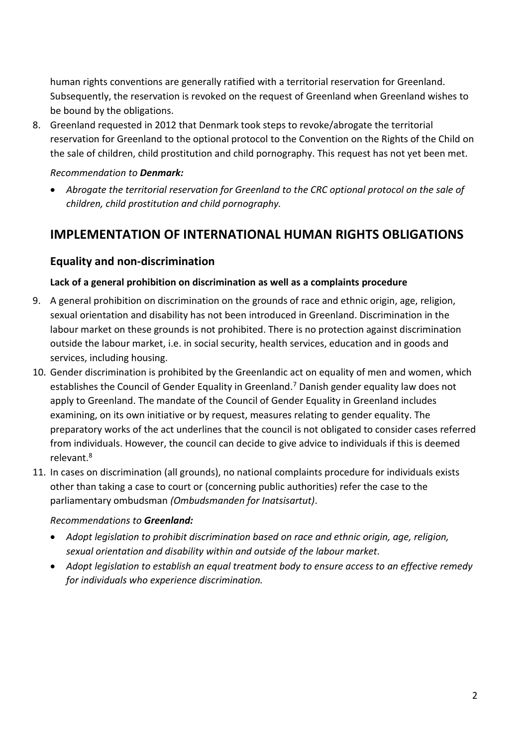human rights conventions are generally ratified with a territorial reservation for Greenland. Subsequently, the reservation is revoked on the request of Greenland when Greenland wishes to be bound by the obligations.

8. Greenland requested in 2012 that Denmark took steps to revoke/abrogate the territorial reservation for Greenland to the optional protocol to the Convention on the Rights of the Child on the sale of children, child prostitution and child pornography. This request has not yet been met.

*Recommendation to **Denmark:***

- *Abrogate the territorial reservation for Greenland to the CRC optional protocol on the sale of children, child prostitution and child pornography.*

## IMPLEMENTATION OF INTERNATIONAL HUMAN RIGHTS OBLIGATIONS

### Equality and non-discrimination

#### Lack of a general prohibition on discrimination as well as a complaints procedure

9. A general prohibition on discrimination on the grounds of race and ethnic origin, age, religion, sexual orientation and disability has not been introduced in Greenland. Discrimination in the labour market on these grounds is not prohibited. There is no protection against discrimination outside the labour market, i.e. in social security, health services, education and in goods and services, including housing.

10. Gender discrimination is prohibited by the Greenlandic act on equality of men and women, which establishes the Council of Gender Equality in Greenland.[7] Danish gender equality law does not apply to Greenland. The mandate of the Council of Gender Equality in Greenland includes examining, on its own initiative or by request, measures relating to gender equality. The preparatory works of the act underlines that the council is not obligated to consider cases referred from individuals. However, the council can decide to give advice to individuals if this is deemed relevant.[8]

11. In cases on discrimination (all grounds), no national complaints procedure for individuals exists other than taking a case to court or (concerning public authorities) refer the case to the parliamentary ombudsman *(Ombudsmanden for Inatsisartut)*.

*Recommendations to **Greenland:***

- *Adopt legislation to prohibit discrimination based on race and ethnic origin, age, religion, sexual orientation and disability within and outside of the labour market.*
- *Adopt legislation to establish an equal treatment body to ensure access to an effective remedy for individuals who experience discrimination.*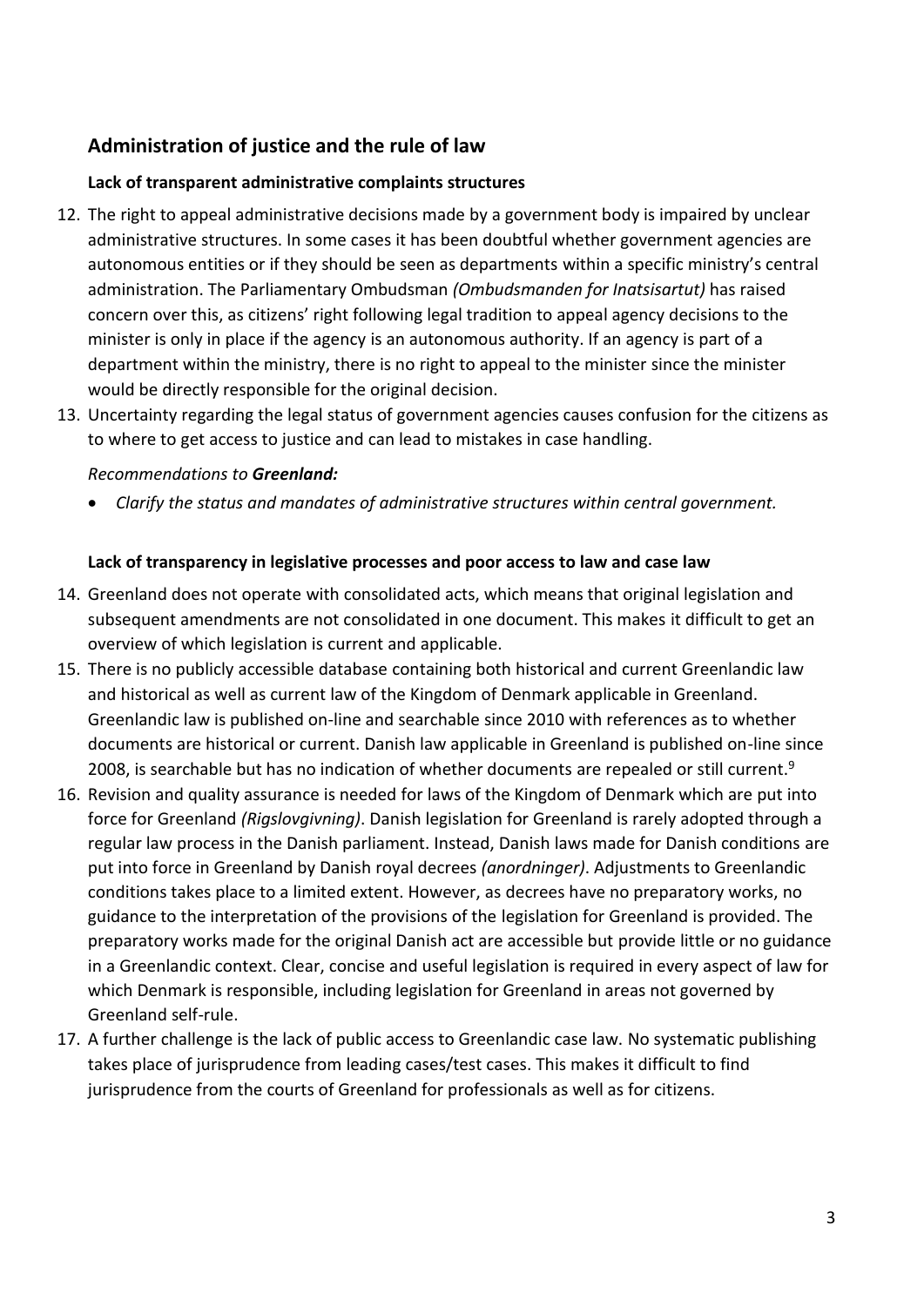## Administration of justice and the rule of law

### Lack of transparent administrative complaints structures

12. The right to appeal administrative decisions made by a government body is impaired by unclear administrative structures. In some cases it has been doubtful whether government agencies are autonomous entities or if they should be seen as departments within a specific ministry's central administration. The Parliamentary Ombudsman *(Ombudsmanden for Inatsisartut)* has raised concern over this, as citizens' right following legal tradition to appeal agency decisions to the minister is only in place if the agency is an autonomous authority. If an agency is part of a department within the ministry, there is no right to appeal to the minister since the minister would be directly responsible for the original decision.
13. Uncertainty regarding the legal status of government agencies causes confusion for the citizens as to where to get access to justice and can lead to mistakes in case handling.

*Recommendations to **Greenland:***

- *Clarify the status and mandates of administrative structures within central government.*

### Lack of transparency in legislative processes and poor access to law and case law

14. Greenland does not operate with consolidated acts, which means that original legislation and subsequent amendments are not consolidated in one document. This makes it difficult to get an overview of which legislation is current and applicable.
15. There is no publicly accessible database containing both historical and current Greenlandic law and historical as well as current law of the Kingdom of Denmark applicable in Greenland. Greenlandic law is published on-line and searchable since 2010 with references as to whether documents are historical or current. Danish law applicable in Greenland is published on-line since 2008, is searchable but has no indication of whether documents are repealed or still current.[9]
16. Revision and quality assurance is needed for laws of the Kingdom of Denmark which are put into force for Greenland *(Rigslovgivning)*. Danish legislation for Greenland is rarely adopted through a regular law process in the Danish parliament. Instead, Danish laws made for Danish conditions are put into force in Greenland by Danish royal decrees *(anordninger)*. Adjustments to Greenlandic conditions takes place to a limited extent. However, as decrees have no preparatory works, no guidance to the interpretation of the provisions of the legislation for Greenland is provided. The preparatory works made for the original Danish act are accessible but provide little or no guidance in a Greenlandic context. Clear, concise and useful legislation is required in every aspect of law for which Denmark is responsible, including legislation for Greenland in areas not governed by Greenland self-rule.
17. A further challenge is the lack of public access to Greenlandic case law. No systematic publishing takes place of jurisprudence from leading cases/test cases. This makes it difficult to find jurisprudence from the courts of Greenland for professionals as well as for citizens.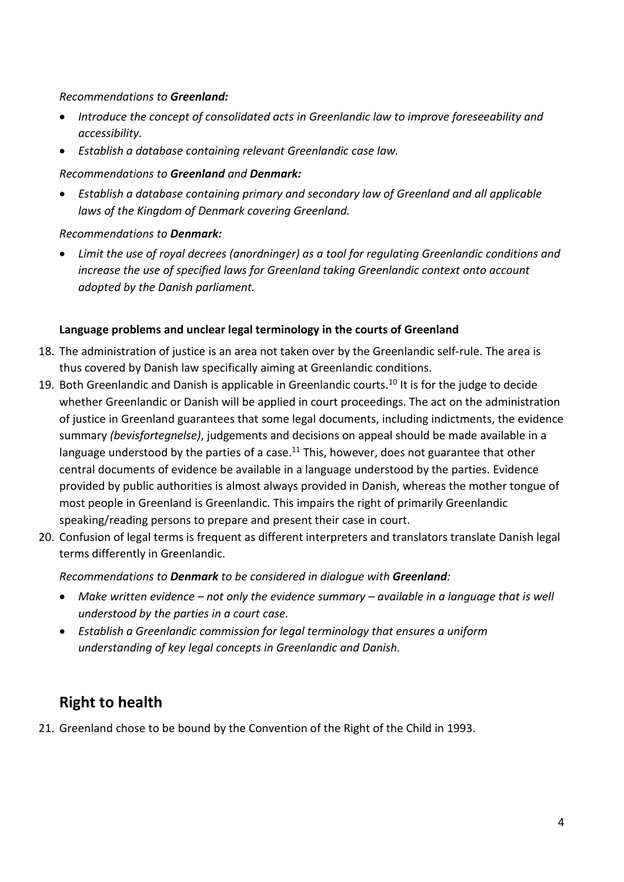*Recommendations to **Greenland:***

- *Introduce the concept of consolidated acts in Greenlandic law to improve foreseeability and accessibility.*
- *Establish a database containing relevant Greenlandic case law.*

*Recommendations to **Greenland** and **Denmark:***

- *Establish a database containing primary and secondary law of Greenland and all applicable laws of the Kingdom of Denmark covering Greenland.*

*Recommendations to **Denmark:***

- *Limit the use of royal decrees (anordninger) as a tool for regulating Greenlandic conditions and increase the use of specified laws for Greenland taking Greenlandic context onto account adopted by the Danish parliament.*

**Language problems and unclear legal terminology in the courts of Greenland**

18. The administration of justice is an area not taken over by the Greenlandic self-rule. The area is thus covered by Danish law specifically aiming at Greenlandic conditions.
19. Both Greenlandic and Danish is applicable in Greenlandic courts.[10] It is for the judge to decide whether Greenlandic or Danish will be applied in court proceedings. The act on the administration of justice in Greenland guarantees that some legal documents, including indictments, the evidence summary *(bevisfortegnelse)*, judgements and decisions on appeal should be made available in a language understood by the parties of a case.[11] This, however, does not guarantee that other central documents of evidence be available in a language understood by the parties. Evidence provided by public authorities is almost always provided in Danish, whereas the mother tongue of most people in Greenland is Greenlandic. This impairs the right of primarily Greenlandic speaking/reading persons to prepare and present their case in court.
20. Confusion of legal terms is frequent as different interpreters and translators translate Danish legal terms differently in Greenlandic.

*Recommendations to **Denmark** to be considered in dialogue with **Greenland**:*

- *Make written evidence – not only the evidence summary – available in a language that is well understood by the parties in a court case.*
- *Establish a Greenlandic commission for legal terminology that ensures a uniform understanding of key legal concepts in Greenlandic and Danish.*

## Right to health

21. Greenland chose to be bound by the Convention of the Right of the Child in 1993.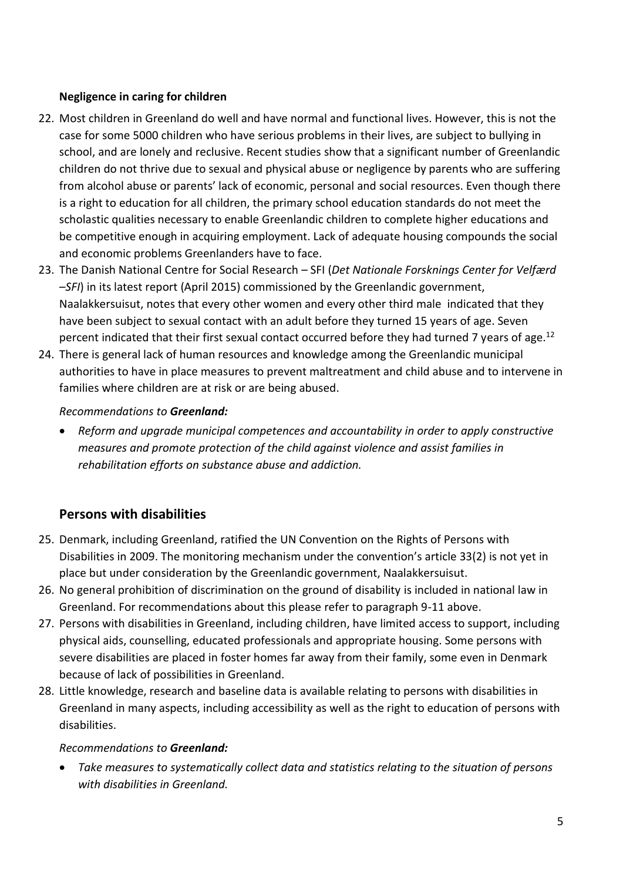**Negligence in caring for children**

22. Most children in Greenland do well and have normal and functional lives. However, this is not the case for some 5000 children who have serious problems in their lives, are subject to bullying in school, and are lonely and reclusive. Recent studies show that a significant number of Greenlandic children do not thrive due to sexual and physical abuse or negligence by parents who are suffering from alcohol abuse or parents' lack of economic, personal and social resources. Even though there is a right to education for all children, the primary school education standards do not meet the scholastic qualities necessary to enable Greenlandic children to complete higher educations and be competitive enough in acquiring employment. Lack of adequate housing compounds the social and economic problems Greenlanders have to face.
23. The Danish National Centre for Social Research – SFI (*Det Nationale Forsknings Center for Velfærd –SFI*) in its latest report (April 2015) commissioned by the Greenlandic government, Naalakkersuisut, notes that every other women and every other third male indicated that they have been subject to sexual contact with an adult before they turned 15 years of age. Seven percent indicated that their first sexual contact occurred before they had turned 7 years of age.[12]
24. There is general lack of human resources and knowledge among the Greenlandic municipal authorities to have in place measures to prevent maltreatment and child abuse and to intervene in families where children are at risk or are being abused.

*Recommendations to* ***Greenland:***

- *Reform and upgrade municipal competences and accountability in order to apply constructive measures and promote protection of the child against violence and assist families in rehabilitation efforts on substance abuse and addiction.*

## Persons with disabilities

25. Denmark, including Greenland, ratified the UN Convention on the Rights of Persons with Disabilities in 2009. The monitoring mechanism under the convention's article 33(2) is not yet in place but under consideration by the Greenlandic government, Naalakkersuisut.
26. No general prohibition of discrimination on the ground of disability is included in national law in Greenland. For recommendations about this please refer to paragraph 9-11 above.
27. Persons with disabilities in Greenland, including children, have limited access to support, including physical aids, counselling, educated professionals and appropriate housing. Some persons with severe disabilities are placed in foster homes far away from their family, some even in Denmark because of lack of possibilities in Greenland.
28. Little knowledge, research and baseline data is available relating to persons with disabilities in Greenland in many aspects, including accessibility as well as the right to education of persons with disabilities.

*Recommendations to* ***Greenland:***

- *Take measures to systematically collect data and statistics relating to the situation of persons with disabilities in Greenland.*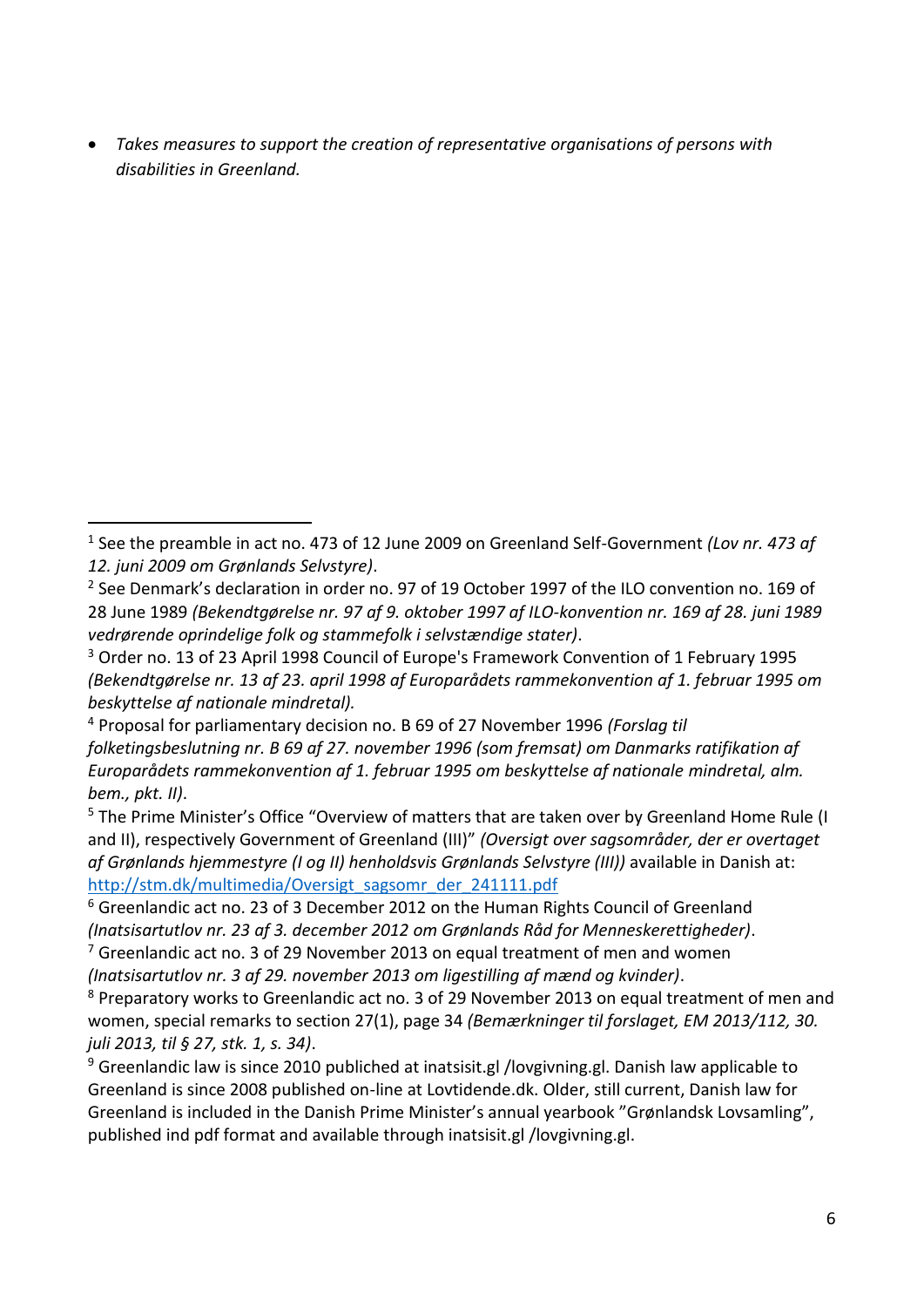- *Takes measures to support the creation of representative organisations of persons with disabilities in Greenland.*

---

[1] See the preamble in act no. 473 of 12 June 2009 on Greenland Self-Government *(Lov nr. 473 af 12. juni 2009 om Grønlands Selvstyre)*.

[2] See Denmark's declaration in order no. 97 of 19 October 1997 of the ILO convention no. 169 of 28 June 1989 *(Bekendtgørelse nr. 97 af 9. oktober 1997 af ILO-konvention nr. 169 af 28. juni 1989 vedrørende oprindelige folk og stammefolk i selvstændige stater)*.

[3] Order no. 13 of 23 April 1998 Council of Europe's Framework Convention of 1 February 1995 *(Bekendtgørelse nr. 13 af 23. april 1998 af Europarådets rammekonvention af 1. februar 1995 om beskyttelse af nationale mindretal).*

[4] Proposal for parliamentary decision no. B 69 of 27 November 1996 *(Forslag til folketingsbeslutning nr. B 69 af 27. november 1996 (som fremsat) om Danmarks ratifikation af Europarådets rammekonvention af 1. februar 1995 om beskyttelse af nationale mindretal, alm. bem., pkt. II)*.

[5] The Prime Minister's Office "Overview of matters that are taken over by Greenland Home Rule (I and II), respectively Government of Greenland (III)" *(Oversigt over sagsområder, der er overtaget af Grønlands hjemmestyre (I og II) henholdsvis Grønlands Selvstyre (III))* available in Danish at: http://stm.dk/multimedia/Oversigt_sagsomr_der_241111.pdf

[6] Greenlandic act no. 23 of 3 December 2012 on the Human Rights Council of Greenland *(Inatsisartutlov nr. 23 af 3. december 2012 om Grønlands Råd for Menneskerettigheder)*.

[7] Greenlandic act no. 3 of 29 November 2013 on equal treatment of men and women *(Inatsisartutlov nr. 3 af 29. november 2013 om ligestilling af mænd og kvinder)*.

[8] Preparatory works to Greenlandic act no. 3 of 29 November 2013 on equal treatment of men and women, special remarks to section 27(1), page 34 *(Bemærkninger til forslaget, EM 2013/112, 30. juli 2013, til § 27, stk. 1, s. 34)*.

[9] Greenlandic law is since 2010 publiched at inatsisit.gl /lovgivning.gl. Danish law applicable to Greenland is since 2008 published on-line at Lovtidende.dk. Older, still current, Danish law for Greenland is included in the Danish Prime Minister's annual yearbook "Grønlandsk Lovsamling", published ind pdf format and available through inatsisit.gl /lovgivning.gl.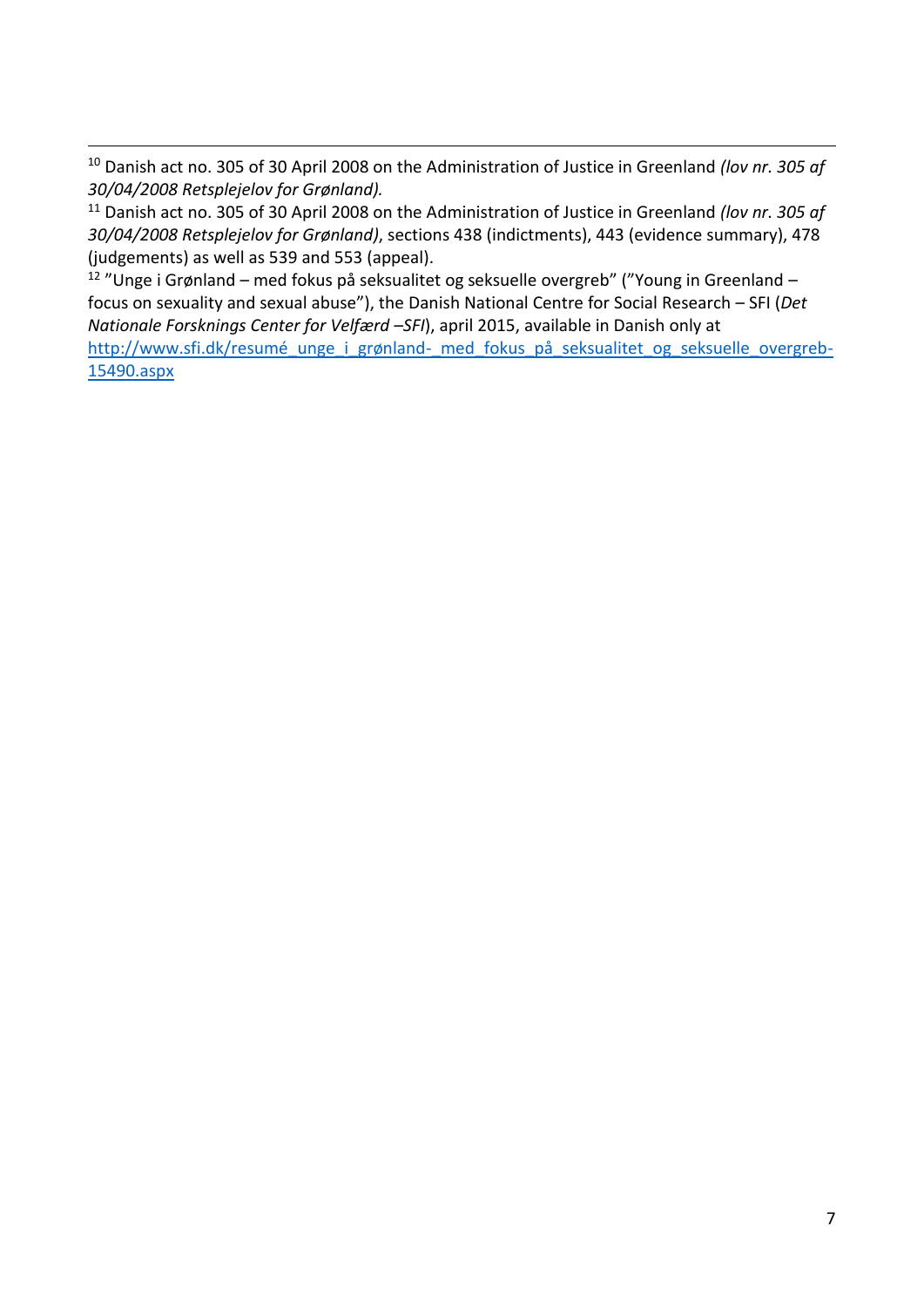[10] Danish act no. 305 of 30 April 2008 on the Administration of Justice in Greenland *(lov nr. 305 af 30/04/2008 Retsplejelov for Grønland).*

[11] Danish act no. 305 of 30 April 2008 on the Administration of Justice in Greenland *(lov nr. 305 af 30/04/2008 Retsplejelov for Grønland)*, sections 438 (indictments), 443 (evidence summary), 478 (judgements) as well as 539 and 553 (appeal).

[12] "Unge i Grønland – med fokus på seksualitet og seksuelle overgreb" ("Young in Greenland – focus on sexuality and sexual abuse"), the Danish National Centre for Social Research – SFI (*Det Nationale Forsknings Center for Velfærd –SFI*), april 2015, available in Danish only at [http://www.sfi.dk/resumé_unge_i_grønland-_med_fokus_på_seksualitet_og_seksuelle_overgreb-15490.aspx](http://www.sfi.dk/resumé_unge_i_grønland-_med_fokus_på_seksualitet_og_seksuelle_overgreb-15490.aspx)